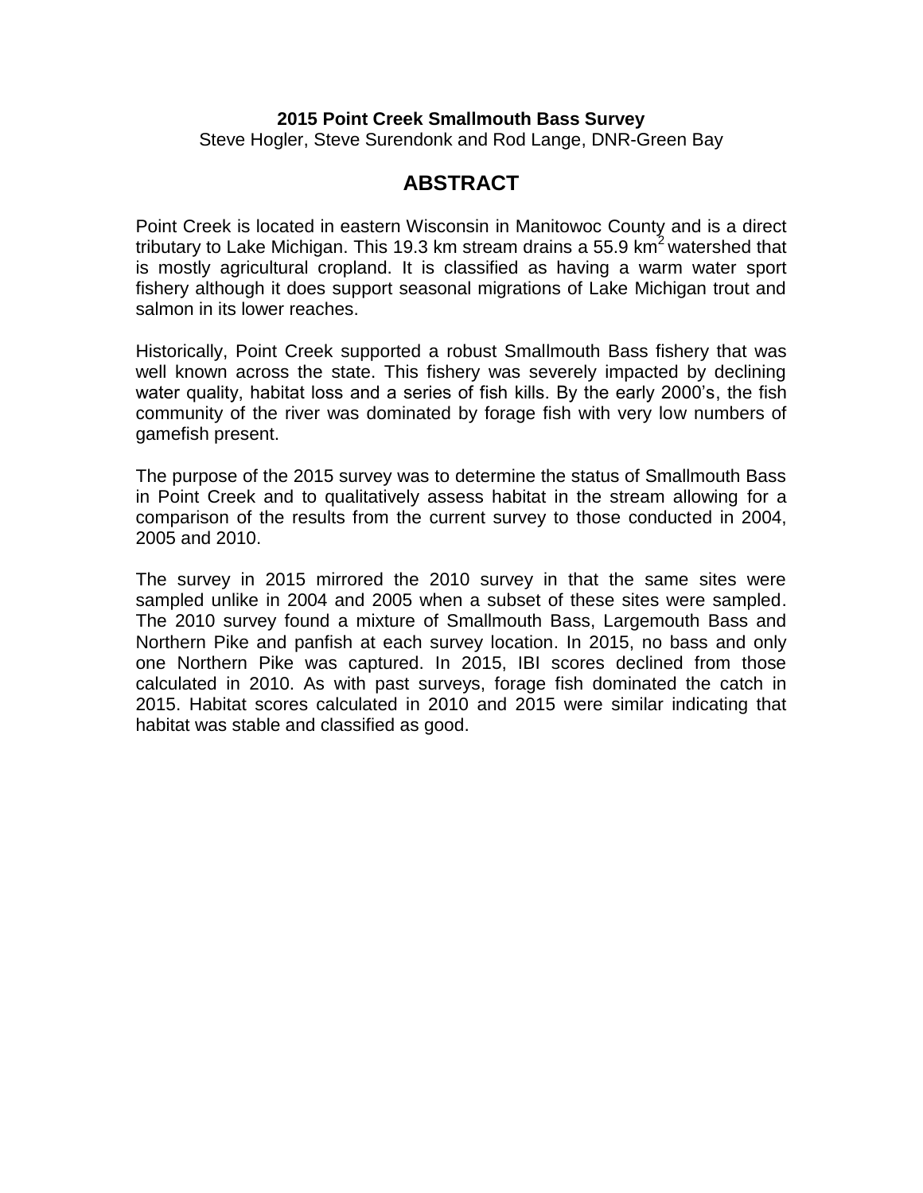**2015 Point Creek Smallmouth Bass Survey**

Steve Hogler, Steve Surendonk and Rod Lange, DNR-Green Bay

## ABSTRACT

Point Creek is located in eastern Wisconsin in Manitowoc County and is a direct tributary to Lake Michigan. This 19.3 km stream drains a 55.9 $km^2$ watershed that is mostly agricultural cropland. It is classified as having a warm water sport fishery although it does support seasonal migrations of Lake Michigan trout and salmon in its lower reaches.

Historically, Point Creek supported a robust Smallmouth Bass fishery that was well known across the state. This fishery was severely impacted by declining water quality, habitat loss and a series of fish kills. By the early 2000's, the fish community of the river was dominated by forage fish with very low numbers of gamefish present.

The purpose of the 2015 survey was to determine the status of Smallmouth Bass in Point Creek and to qualitatively assess habitat in the stream allowing for a comparison of the results from the current survey to those conducted in 2004, 2005 and 2010.

The survey in 2015 mirrored the 2010 survey in that the same sites were sampled unlike in 2004 and 2005 when a subset of these sites were sampled. The 2010 survey found a mixture of Smallmouth Bass, Largemouth Bass and Northern Pike and panfish at each survey location. In 2015, no bass and only one Northern Pike was captured. In 2015, IBI scores declined from those calculated in 2010. As with past surveys, forage fish dominated the catch in 2015. Habitat scores calculated in 2010 and 2015 were similar indicating that habitat was stable and classified as good.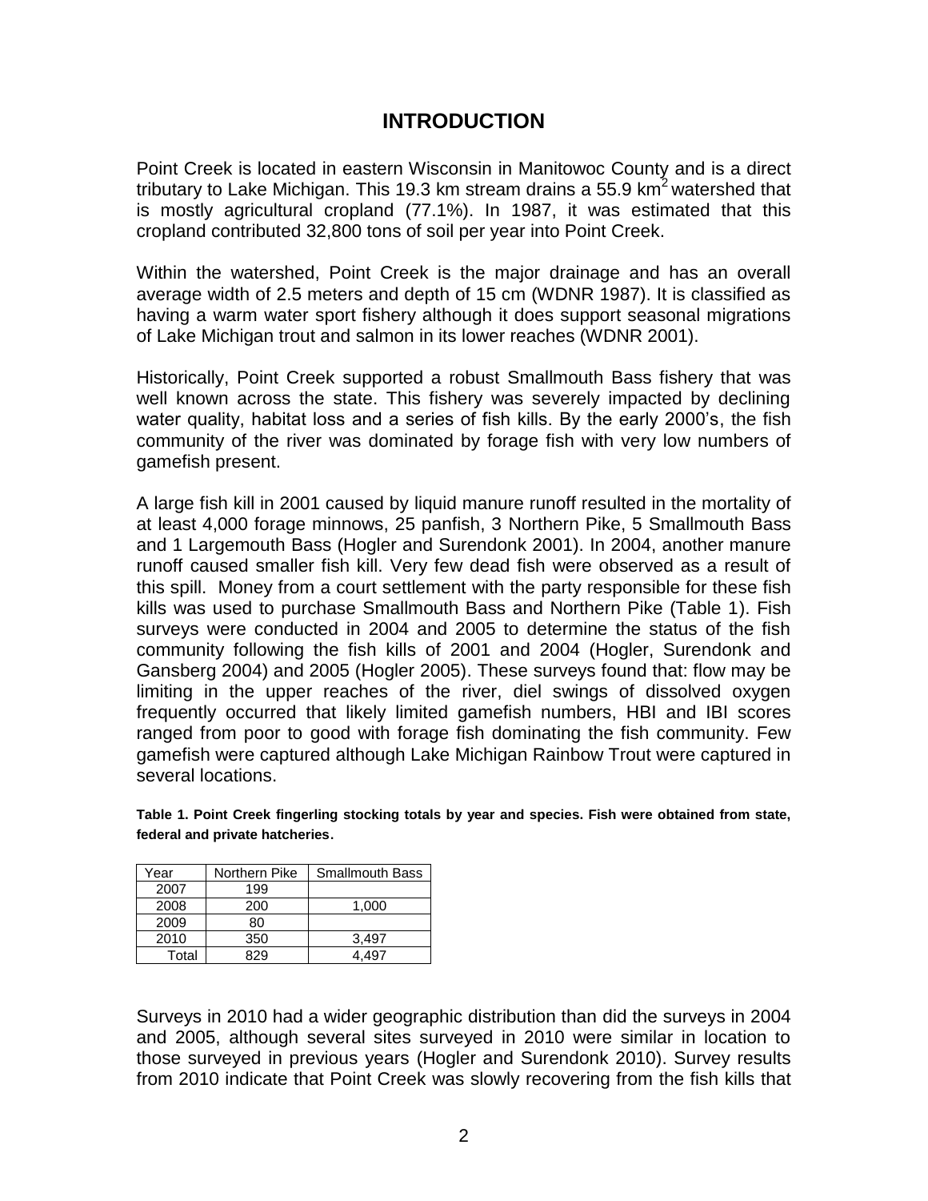# INTRODUCTION

Point Creek is located in eastern Wisconsin in Manitowoc County and is a direct tributary to Lake Michigan. This 19.3 km stream drains a 55.9 $km^2$ watershed that is mostly agricultural cropland (77.1%). In 1987, it was estimated that this cropland contributed 32,800 tons of soil per year into Point Creek.

Within the watershed, Point Creek is the major drainage and has an overall average width of 2.5 meters and depth of 15 cm (WDNR 1987). It is classified as having a warm water sport fishery although it does support seasonal migrations of Lake Michigan trout and salmon in its lower reaches (WDNR 2001).

Historically, Point Creek supported a robust Smallmouth Bass fishery that was well known across the state. This fishery was severely impacted by declining water quality, habitat loss and a series of fish kills. By the early 2000's, the fish community of the river was dominated by forage fish with very low numbers of gamefish present.

A large fish kill in 2001 caused by liquid manure runoff resulted in the mortality of at least 4,000 forage minnows, 25 panfish, 3 Northern Pike, 5 Smallmouth Bass and 1 Largemouth Bass (Hogler and Surendonk 2001). In 2004, another manure runoff caused smaller fish kill. Very few dead fish were observed as a result of this spill. Money from a court settlement with the party responsible for these fish kills was used to purchase Smallmouth Bass and Northern Pike (Table 1). Fish surveys were conducted in 2004 and 2005 to determine the status of the fish community following the fish kills of 2001 and 2004 (Hogler, Surendonk and Gansberg 2004) and 2005 (Hogler 2005). These surveys found that: flow may be limiting in the upper reaches of the river, diel swings of dissolved oxygen frequently occurred that likely limited gamefish numbers, HBI and IBI scores ranged from poor to good with forage fish dominating the fish community. Few gamefish were captured although Lake Michigan Rainbow Trout were captured in several locations.

**Table 1. Point Creek fingerling stocking totals by year and species. Fish were obtained from state, federal and private hatcheries.**

| Year | Northern Pike | Smallmouth Bass |
|---|---|---|
| 2007 | 199 | |
| 2008 | 200 | 1,000 |
| 2009 | 80 | |
| 2010 | 350 | 3,497 |
| Total | 829 | 4,497 |

Surveys in 2010 had a wider geographic distribution than did the surveys in 2004 and 2005, although several sites surveyed in 2010 were similar in location to those surveyed in previous years (Hogler and Surendonk 2010). Survey results from 2010 indicate that Point Creek was slowly recovering from the fish kills that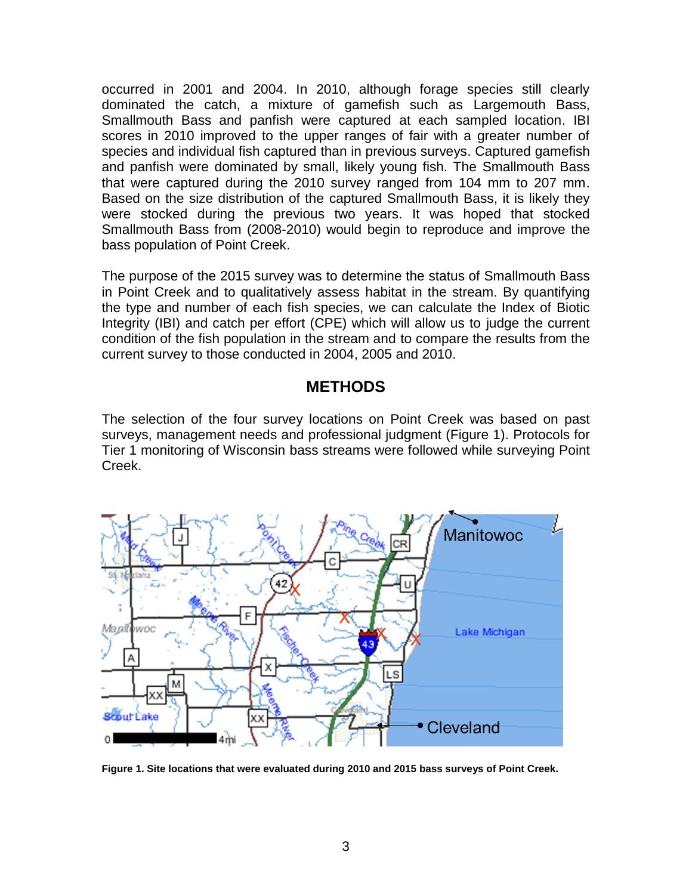occurred in 2001 and 2004. In 2010, although forage species still clearly dominated the catch, a mixture of gamefish such as Largemouth Bass, Smallmouth Bass and panfish were captured at each sampled location. IBI scores in 2010 improved to the upper ranges of fair with a greater number of species and individual fish captured than in previous surveys. Captured gamefish and panfish were dominated by small, likely young fish. The Smallmouth Bass that were captured during the 2010 survey ranged from 104 mm to 207 mm. Based on the size distribution of the captured Smallmouth Bass, it is likely they were stocked during the previous two years. It was hoped that stocked Smallmouth Bass from (2008-2010) would begin to reproduce and improve the bass population of Point Creek.

The purpose of the 2015 survey was to determine the status of Smallmouth Bass in Point Creek and to qualitatively assess habitat in the stream. By quantifying the type and number of each fish species, we can calculate the Index of Biotic Integrity (IBI) and catch per effort (CPE) which will allow us to judge the current condition of the fish population in the stream and to compare the results from the current survey to those conducted in 2004, 2005 and 2010.

## METHODS

The selection of the four survey locations on Point Creek was based on past surveys, management needs and professional judgment (Figure 1). Protocols for Tier 1 monitoring of Wisconsin bass streams were followed while surveying Point Creek.

**Figure 1. Site locations that were evaluated during 2010 and 2015 bass surveys of Point Creek.**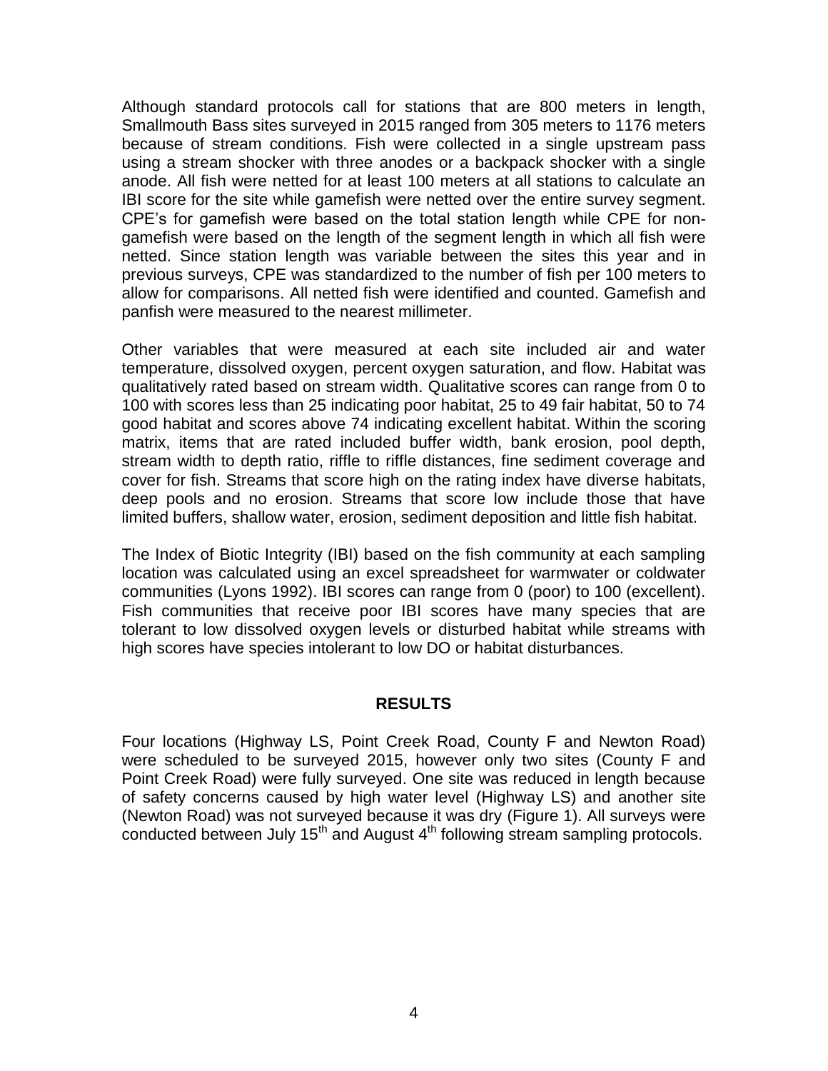Although standard protocols call for stations that are 800 meters in length, Smallmouth Bass sites surveyed in 2015 ranged from 305 meters to 1176 meters because of stream conditions. Fish were collected in a single upstream pass using a stream shocker with three anodes or a backpack shocker with a single anode. All fish were netted for at least 100 meters at all stations to calculate an IBI score for the site while gamefish were netted over the entire survey segment. CPE's for gamefish were based on the total station length while CPE for non-gamefish were based on the length of the segment length in which all fish were netted. Since station length was variable between the sites this year and in previous surveys, CPE was standardized to the number of fish per 100 meters to allow for comparisons. All netted fish were identified and counted. Gamefish and panfish were measured to the nearest millimeter.

Other variables that were measured at each site included air and water temperature, dissolved oxygen, percent oxygen saturation, and flow. Habitat was qualitatively rated based on stream width. Qualitative scores can range from 0 to 100 with scores less than 25 indicating poor habitat, 25 to 49 fair habitat, 50 to 74 good habitat and scores above 74 indicating excellent habitat. Within the scoring matrix, items that are rated included buffer width, bank erosion, pool depth, stream width to depth ratio, riffle to riffle distances, fine sediment coverage and cover for fish. Streams that score high on the rating index have diverse habitats, deep pools and no erosion. Streams that score low include those that have limited buffers, shallow water, erosion, sediment deposition and little fish habitat.

The Index of Biotic Integrity (IBI) based on the fish community at each sampling location was calculated using an excel spreadsheet for warmwater or coldwater communities (Lyons 1992). IBI scores can range from 0 (poor) to 100 (excellent). Fish communities that receive poor IBI scores have many species that are tolerant to low dissolved oxygen levels or disturbed habitat while streams with high scores have species intolerant to low DO or habitat disturbances.

## RESULTS

Four locations (Highway LS, Point Creek Road, County F and Newton Road) were scheduled to be surveyed 2015, however only two sites (County F and Point Creek Road) were fully surveyed. One site was reduced in length because of safety concerns caused by high water level (Highway LS) and another site (Newton Road) was not surveyed because it was dry (Figure 1). All surveys were conducted between July 15th and August 4th following stream sampling protocols.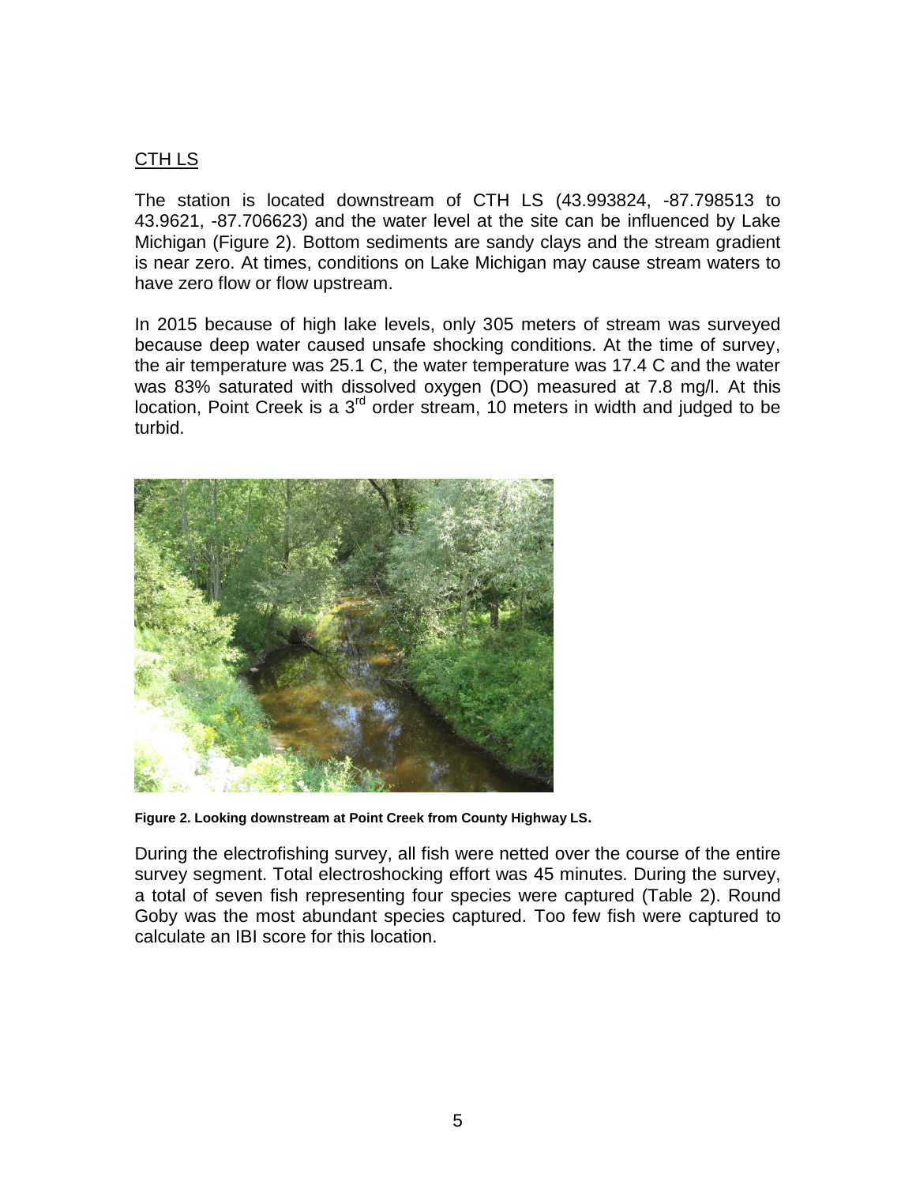CTH LS

The station is located downstream of CTH LS (43.993824, -87.798513 to 43.9621, -87.706623) and the water level at the site can be influenced by Lake Michigan (Figure 2). Bottom sediments are sandy clays and the stream gradient is near zero. At times, conditions on Lake Michigan may cause stream waters to have zero flow or flow upstream.

In 2015 because of high lake levels, only 305 meters of stream was surveyed because deep water caused unsafe shocking conditions. At the time of survey, the air temperature was 25.1 C, the water temperature was 17.4 C and the water was 83% saturated with dissolved oxygen (DO) measured at 7.8 mg/l. At this location, Point Creek is a 3rd order stream, 10 meters in width and judged to be turbid.

**Figure 2. Looking downstream at Point Creek from County Highway LS.**

During the electrofishing survey, all fish were netted over the course of the entire survey segment. Total electroshocking effort was 45 minutes. During the survey, a total of seven fish representing four species were captured (Table 2). Round Goby was the most abundant species captured. Too few fish were captured to calculate an IBI score for this location.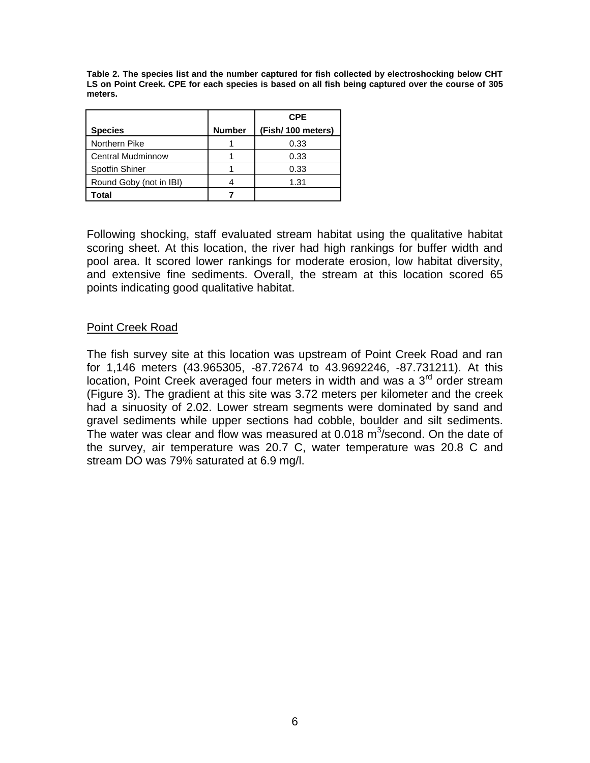**Table 2. The species list and the number captured for fish collected by electroshocking below CHT LS on Point Creek. CPE for each species is based on all fish being captured over the course of 305 meters.**

| Species | Number | CPE (Fish/ 100 meters) |
|---|---|---|
| Northern Pike | 1 | 0.33 |
| Central Mudminnow | 1 | 0.33 |
| Spotfin Shiner | 1 | 0.33 |
| Round Goby (not in IBI) | 4 | 1.31 |
| **Total** | **7** | |

Following shocking, staff evaluated stream habitat using the qualitative habitat scoring sheet. At this location, the river had high rankings for buffer width and pool area. It scored lower rankings for moderate erosion, low habitat diversity, and extensive fine sediments. Overall, the stream at this location scored 65 points indicating good qualitative habitat.

## Point Creek Road

The fish survey site at this location was upstream of Point Creek Road and ran for 1,146 meters (43.965305, -87.72674 to 43.9692246, -87.731211). At this location, Point Creek averaged four meters in width and was a 3rd order stream (Figure 3). The gradient at this site was 3.72 meters per kilometer and the creek had a sinuosity of 2.02. Lower stream segments were dominated by sand and gravel sediments while upper sections had cobble, boulder and silt sediments. The water was clear and flow was measured at 0.018 $m^3$/second. On the date of the survey, air temperature was 20.7 C, water temperature was 20.8 C and stream DO was 79% saturated at 6.9 mg/l.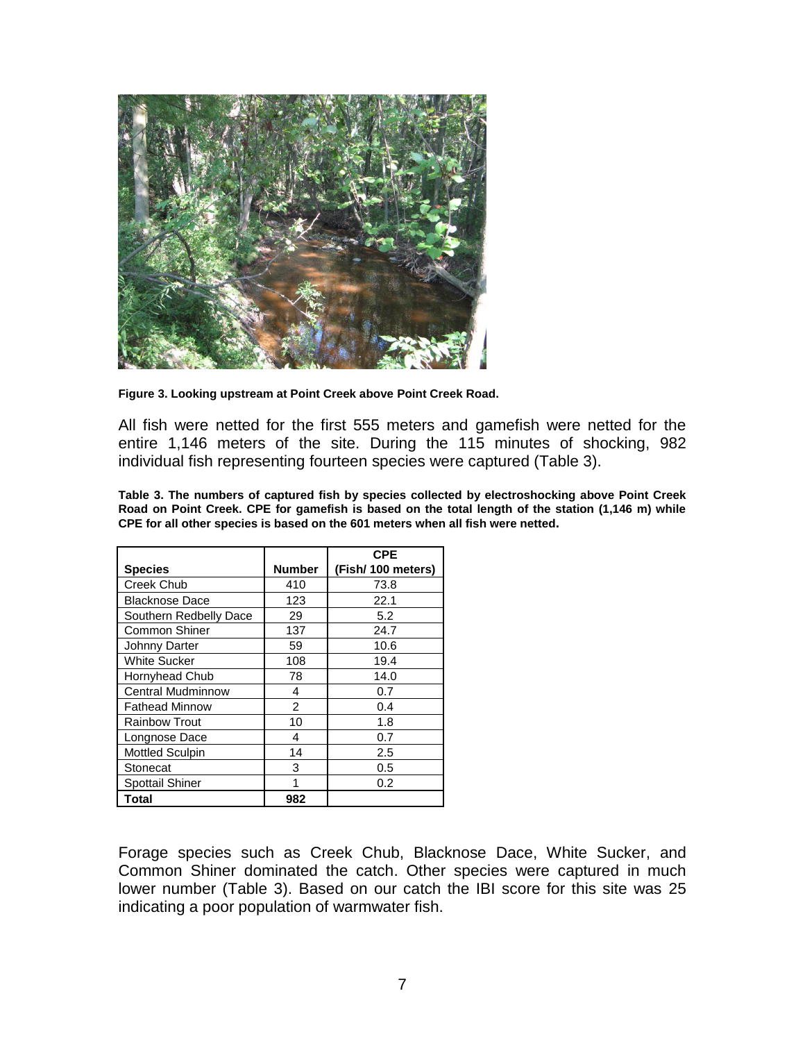**Figure 3. Looking upstream at Point Creek above Point Creek Road.**

All fish were netted for the first 555 meters and gamefish were netted for the entire 1,146 meters of the site. During the 115 minutes of shocking, 982 individual fish representing fourteen species were captured (Table 3).

**Table 3. The numbers of captured fish by species collected by electroshocking above Point Creek Road on Point Creek. CPE for gamefish is based on the total length of the station (1,146 m) while CPE for all other species is based on the 601 meters when all fish were netted.**

| Species | Number | CPE (Fish/ 100 meters) |
|---|---|---|
| Creek Chub | 410 | 73.8 |
| Blacknose Dace | 123 | 22.1 |
| Southern Redbelly Dace | 29 | 5.2 |
| Common Shiner | 137 | 24.7 |
| Johnny Darter | 59 | 10.6 |
| White Sucker | 108 | 19.4 |
| Hornyhead Chub | 78 | 14.0 |
| Central Mudminnow | 4 | 0.7 |
| Fathead Minnow | 2 | 0.4 |
| Rainbow Trout | 10 | 1.8 |
| Longnose Dace | 4 | 0.7 |
| Mottled Sculpin | 14 | 2.5 |
| Stonecat | 3 | 0.5 |
| Spottail Shiner | 1 | 0.2 |
| **Total** | **982** | |

Forage species such as Creek Chub, Blacknose Dace, White Sucker, and Common Shiner dominated the catch. Other species were captured in much lower number (Table 3). Based on our catch the IBI score for this site was 25 indicating a poor population of warmwater fish.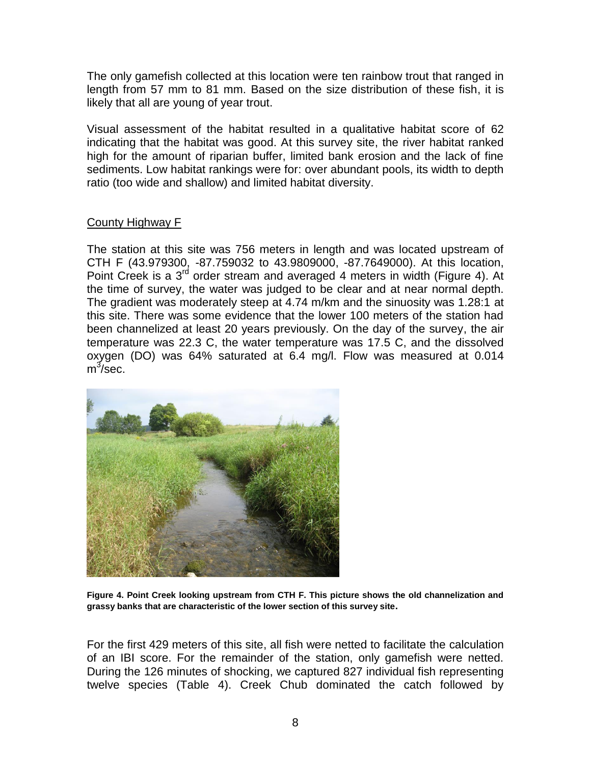The only gamefish collected at this location were ten rainbow trout that ranged in length from 57 mm to 81 mm. Based on the size distribution of these fish, it is likely that all are young of year trout.

Visual assessment of the habitat resulted in a qualitative habitat score of 62 indicating that the habitat was good. At this survey site, the river habitat ranked high for the amount of riparian buffer, limited bank erosion and the lack of fine sediments. Low habitat rankings were for: over abundant pools, its width to depth ratio (too wide and shallow) and limited habitat diversity.

## County Highway F

The station at this site was 756 meters in length and was located upstream of CTH F (43.979300, -87.759032 to 43.9809000, -87.7649000). At this location, Point Creek is a 3rd order stream and averaged 4 meters in width (Figure 4). At the time of survey, the water was judged to be clear and at near normal depth. The gradient was moderately steep at 4.74 m/km and the sinuosity was 1.28:1 at this site. There was some evidence that the lower 100 meters of the station had been channelized at least 20 years previously. On the day of the survey, the air temperature was 22.3 C, the water temperature was 17.5 C, and the dissolved oxygen (DO) was 64% saturated at 6.4 mg/l. Flow was measured at 0.014 $m^3$/sec.

**Figure 4. Point Creek looking upstream from CTH F. This picture shows the old channelization and grassy banks that are characteristic of the lower section of this survey site.**

For the first 429 meters of this site, all fish were netted to facilitate the calculation of an IBI score. For the remainder of the station, only gamefish were netted. During the 126 minutes of shocking, we captured 827 individual fish representing twelve species (Table 4). Creek Chub dominated the catch followed by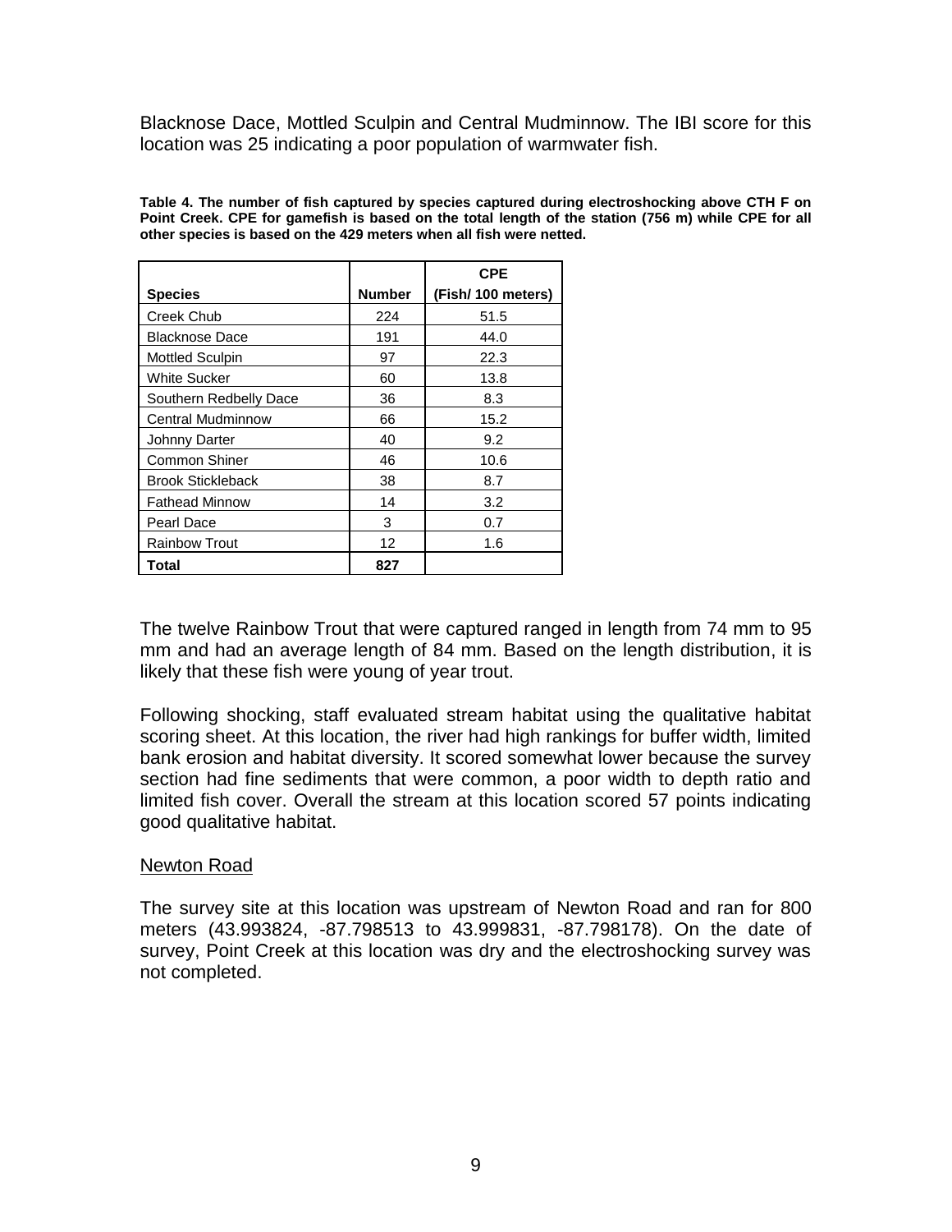Blacknose Dace, Mottled Sculpin and Central Mudminnow. The IBI score for this location was 25 indicating a poor population of warmwater fish.

**Table 4. The number of fish captured by species captured during electroshocking above CTH F on Point Creek. CPE for gamefish is based on the total length of the station (756 m) while CPE for all other species is based on the 429 meters when all fish were netted.**

| Species | Number | CPE (Fish/ 100 meters) |
|---|---|---|
| Creek Chub | 224 | 51.5 |
| Blacknose Dace | 191 | 44.0 |
| Mottled Sculpin | 97 | 22.3 |
| White Sucker | 60 | 13.8 |
| Southern Redbelly Dace | 36 | 8.3 |
| Central Mudminnow | 66 | 15.2 |
| Johnny Darter | 40 | 9.2 |
| Common Shiner | 46 | 10.6 |
| Brook Stickleback | 38 | 8.7 |
| Fathead Minnow | 14 | 3.2 |
| Pearl Dace | 3 | 0.7 |
| Rainbow Trout | 12 | 1.6 |
| **Total** | **827** | |

The twelve Rainbow Trout that were captured ranged in length from 74 mm to 95 mm and had an average length of 84 mm. Based on the length distribution, it is likely that these fish were young of year trout.

Following shocking, staff evaluated stream habitat using the qualitative habitat scoring sheet. At this location, the river had high rankings for buffer width, limited bank erosion and habitat diversity. It scored somewhat lower because the survey section had fine sediments that were common, a poor width to depth ratio and limited fish cover. Overall the stream at this location scored 57 points indicating good qualitative habitat.

Newton Road

The survey site at this location was upstream of Newton Road and ran for 800 meters (43.993824, -87.798513 to 43.999831, -87.798178). On the date of survey, Point Creek at this location was dry and the electroshocking survey was not completed.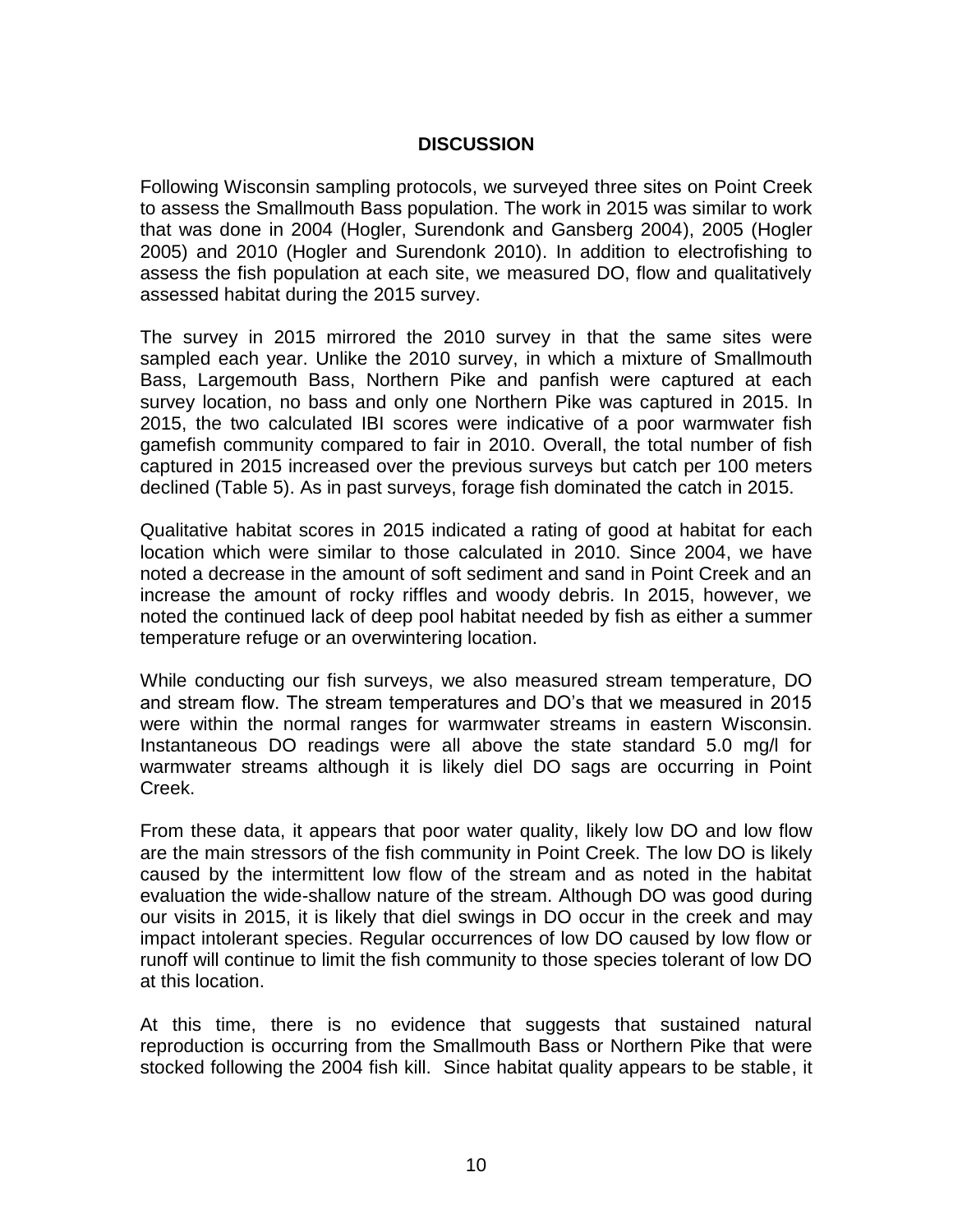## DISCUSSION

Following Wisconsin sampling protocols, we surveyed three sites on Point Creek to assess the Smallmouth Bass population. The work in 2015 was similar to work that was done in 2004 (Hogler, Surendonk and Gansberg 2004), 2005 (Hogler 2005) and 2010 (Hogler and Surendonk 2010). In addition to electrofishing to assess the fish population at each site, we measured DO, flow and qualitatively assessed habitat during the 2015 survey.

The survey in 2015 mirrored the 2010 survey in that the same sites were sampled each year. Unlike the 2010 survey, in which a mixture of Smallmouth Bass, Largemouth Bass, Northern Pike and panfish were captured at each survey location, no bass and only one Northern Pike was captured in 2015. In 2015, the two calculated IBI scores were indicative of a poor warmwater fish gamefish community compared to fair in 2010. Overall, the total number of fish captured in 2015 increased over the previous surveys but catch per 100 meters declined (Table 5). As in past surveys, forage fish dominated the catch in 2015.

Qualitative habitat scores in 2015 indicated a rating of good at habitat for each location which were similar to those calculated in 2010. Since 2004, we have noted a decrease in the amount of soft sediment and sand in Point Creek and an increase the amount of rocky riffles and woody debris. In 2015, however, we noted the continued lack of deep pool habitat needed by fish as either a summer temperature refuge or an overwintering location.

While conducting our fish surveys, we also measured stream temperature, DO and stream flow. The stream temperatures and DO's that we measured in 2015 were within the normal ranges for warmwater streams in eastern Wisconsin. Instantaneous DO readings were all above the state standard 5.0 mg/l for warmwater streams although it is likely diel DO sags are occurring in Point Creek.

From these data, it appears that poor water quality, likely low DO and low flow are the main stressors of the fish community in Point Creek. The low DO is likely caused by the intermittent low flow of the stream and as noted in the habitat evaluation the wide-shallow nature of the stream. Although DO was good during our visits in 2015, it is likely that diel swings in DO occur in the creek and may impact intolerant species. Regular occurrences of low DO caused by low flow or runoff will continue to limit the fish community to those species tolerant of low DO at this location.

At this time, there is no evidence that suggests that sustained natural reproduction is occurring from the Smallmouth Bass or Northern Pike that were stocked following the 2004 fish kill. Since habitat quality appears to be stable, it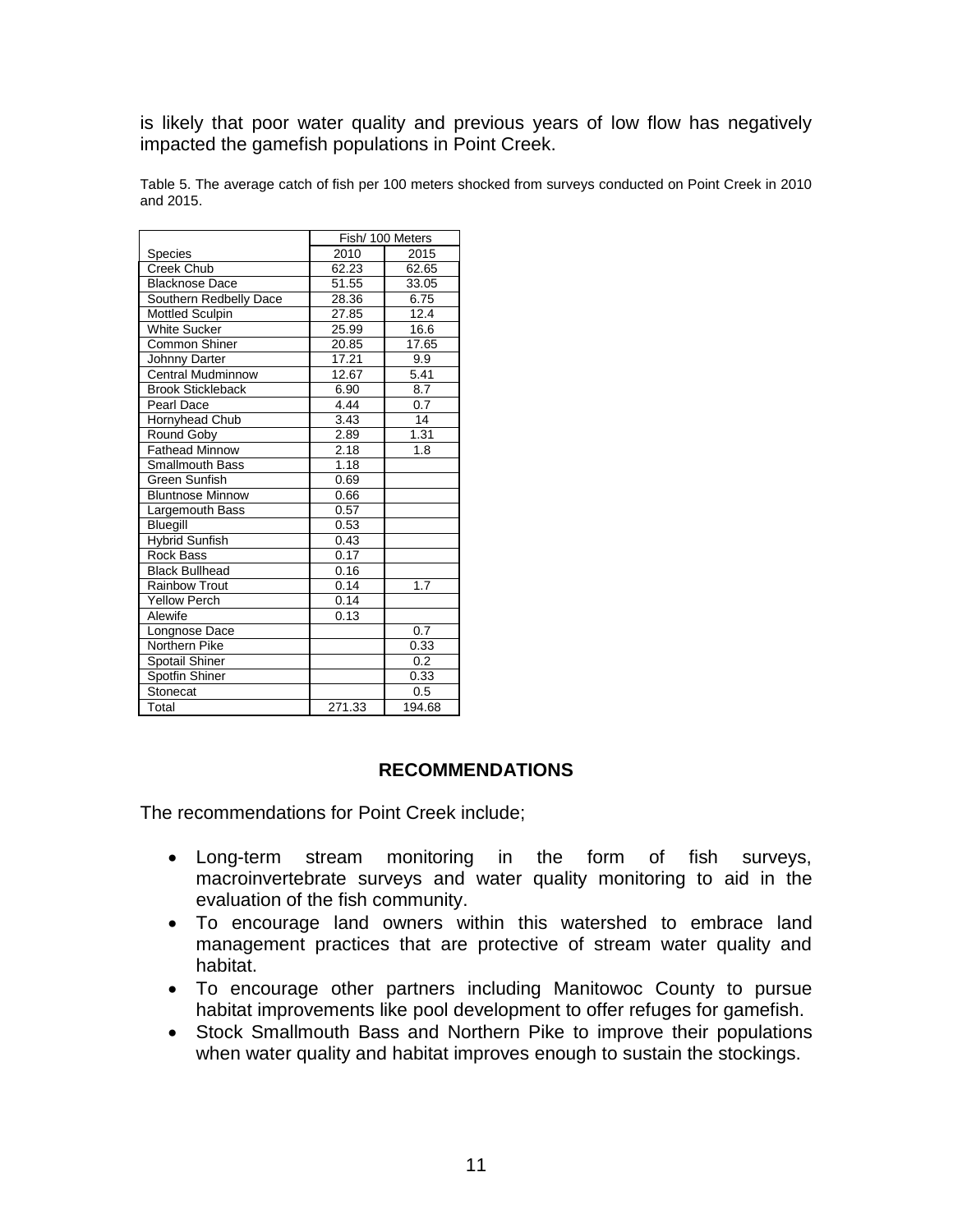is likely that poor water quality and previous years of low flow has negatively impacted the gamefish populations in Point Creek.

Table 5. The average catch of fish per 100 meters shocked from surveys conducted on Point Creek in 2010 and 2015.

| | Fish/ 100 Meters | |
|---|---|---|
| Species | 2010 | 2015 |
| Creek Chub | 62.23 | 62.65 |
| Blacknose Dace | 51.55 | 33.05 |
| Southern Redbelly Dace | 28.36 | 6.75 |
| Mottled Sculpin | 27.85 | 12.4 |
| White Sucker | 25.99 | 16.6 |
| Common Shiner | 20.85 | 17.65 |
| Johnny Darter | 17.21 | 9.9 |
| Central Mudminnow | 12.67 | 5.41 |
| Brook Stickleback | 6.90 | 8.7 |
| Pearl Dace | 4.44 | 0.7 |
| Hornyhead Chub | 3.43 | 14 |
| Round Goby | 2.89 | 1.31 |
| Fathead Minnow | 2.18 | 1.8 |
| Smallmouth Bass | 1.18 | |
| Green Sunfish | 0.69 | |
| Bluntnose Minnow | 0.66 | |
| Largemouth Bass | 0.57 | |
| Bluegill | 0.53 | |
| Hybrid Sunfish | 0.43 | |
| Rock Bass | 0.17 | |
| Black Bullhead | 0.16 | |
| Rainbow Trout | 0.14 | 1.7 |
| Yellow Perch | 0.14 | |
| Alewife | 0.13 | |
| Longnose Dace | | 0.7 |
| Northern Pike | | 0.33 |
| Spotail Shiner | | 0.2 |
| Spotfin Shiner | | 0.33 |
| Stonecat | | 0.5 |
| Total | 271.33 | 194.68 |

## RECOMMENDATIONS

The recommendations for Point Creek include;

- Long-term stream monitoring in the form of fish surveys, macroinvertebrate surveys and water quality monitoring to aid in the evaluation of the fish community.
- To encourage land owners within this watershed to embrace land management practices that are protective of stream water quality and habitat.
- To encourage other partners including Manitowoc County to pursue habitat improvements like pool development to offer refuges for gamefish.
- Stock Smallmouth Bass and Northern Pike to improve their populations when water quality and habitat improves enough to sustain the stockings.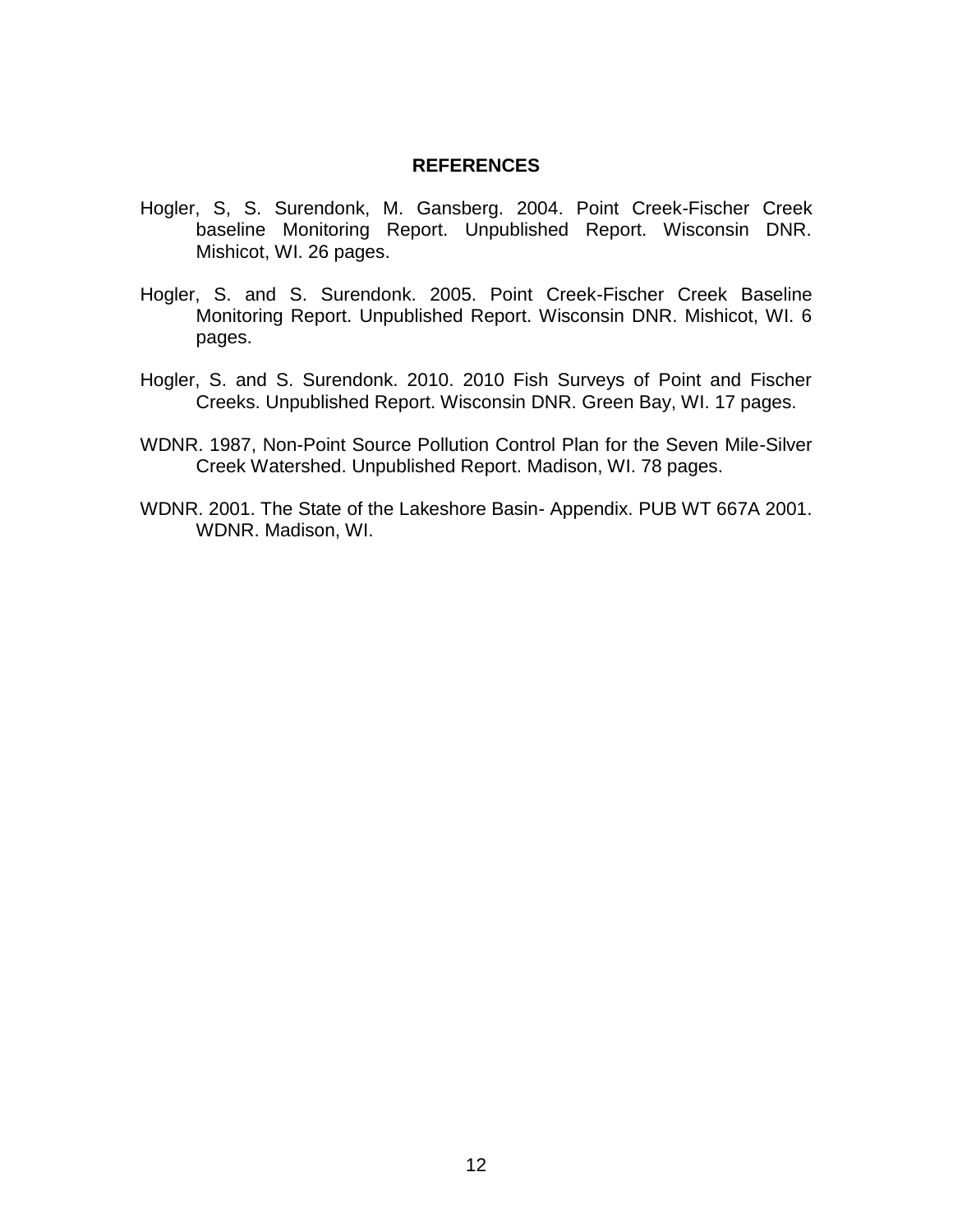## REFERENCES

Hogler, S, S. Surendonk, M. Gansberg. 2004. Point Creek-Fischer Creek baseline Monitoring Report. Unpublished Report. Wisconsin DNR. Mishicot, WI. 26 pages.

Hogler, S. and S. Surendonk. 2005. Point Creek-Fischer Creek Baseline Monitoring Report. Unpublished Report. Wisconsin DNR. Mishicot, WI. 6 pages.

Hogler, S. and S. Surendonk. 2010. 2010 Fish Surveys of Point and Fischer Creeks. Unpublished Report. Wisconsin DNR. Green Bay, WI. 17 pages.

WDNR. 1987, Non-Point Source Pollution Control Plan for the Seven Mile-Silver Creek Watershed. Unpublished Report. Madison, WI. 78 pages.

WDNR. 2001. The State of the Lakeshore Basin- Appendix. PUB WT 667A 2001. WDNR. Madison, WI.